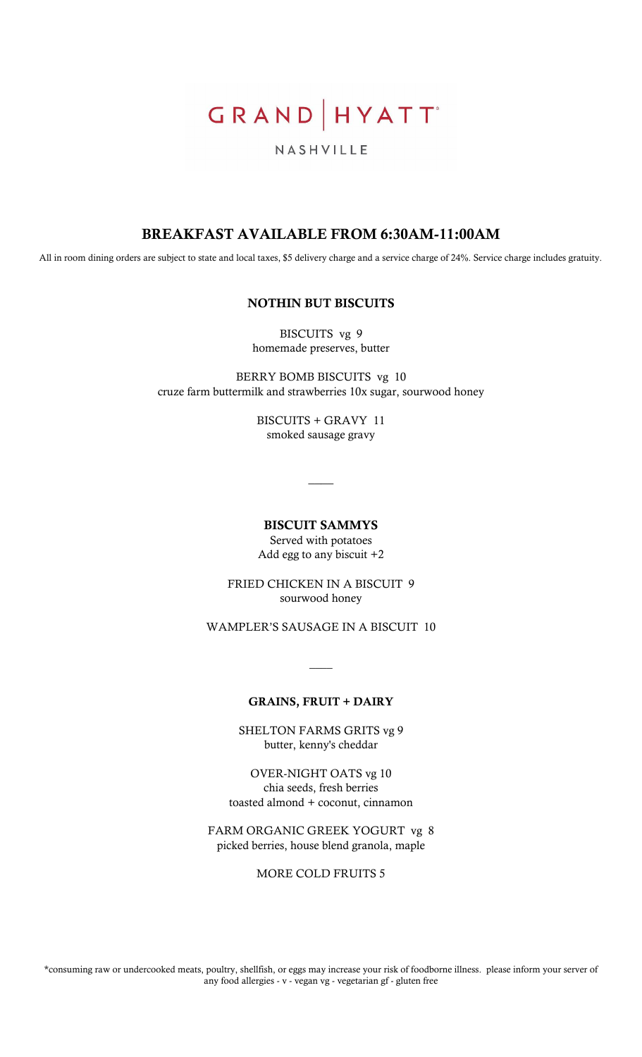# GRAND | HYATT

NASHVILLE

## BREAKFAST AVAILABLE FROM 6:30AM-11:00AM

All in room dining orders are subject to state and local taxes, $5 delivery charge and a service charge of 24%. Service charge includes gratuity.

### NOTHIN BUT BISCUITS

BISCUITS vg 9
homemade preserves, butter

BERRY BOMB BISCUITS vg 10
cruze farm buttermilk and strawberries 10x sugar, sourwood honey

BISCUITS + GRAVY 11
smoked sausage gravy

———

### BISCUIT SAMMYS

Served with potatoes
Add egg to any biscuit +2

FRIED CHICKEN IN A BISCUIT 9
sourwood honey

WAMPLER'S SAUSAGE IN A BISCUIT 10

———

### GRAINS, FRUIT + DAIRY

SHELTON FARMS GRITS vg 9
butter, kenny's cheddar

OVER-NIGHT OATS vg 10
chia seeds, fresh berries
toasted almond + coconut, cinnamon

FARM ORGANIC GREEK YOGURT vg 8
picked berries, house blend granola, maple

MORE COLD FRUITS 5

*consuming raw or undercooked meats, poultry, shellfish, or eggs may increase your risk of foodborne illness. please inform your server of any food allergies - v - vegan vg - vegetarian gf - gluten free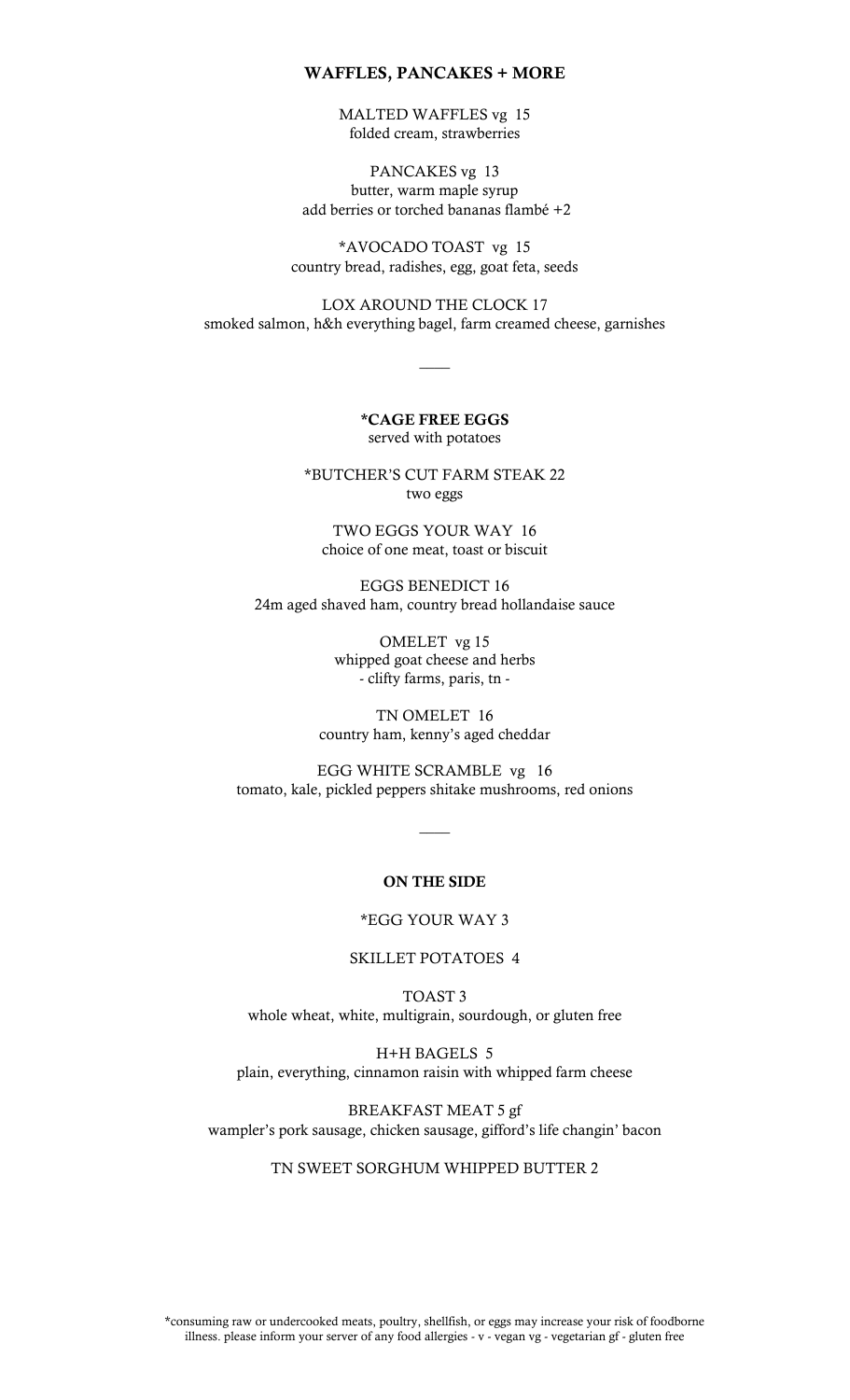## WAFFLES, PANCAKES + MORE

MALTED WAFFLES vg 15
folded cream, strawberries

PANCAKES vg 13
butter, warm maple syrup
add berries or torched bananas flambé +2

*AVOCADO TOAST vg 15
country bread, radishes, egg, goat feta, seeds

LOX AROUND THE CLOCK 17
smoked salmon, h&h everything bagel, farm creamed cheese, garnishes

---

## *CAGE FREE EGGS

served with potatoes

*BUTCHER'S CUT FARM STEAK 22
two eggs

TWO EGGS YOUR WAY 16
choice of one meat, toast or biscuit

EGGS BENEDICT 16
24m aged shaved ham, country bread hollandaise sauce

OMELET vg 15
whipped goat cheese and herbs
- clifty farms, paris, tn -

TN OMELET 16
country ham, kenny's aged cheddar

EGG WHITE SCRAMBLE vg 16
tomato, kale, pickled peppers shitake mushrooms, red onions

---

## ON THE SIDE

*EGG YOUR WAY 3

SKILLET POTATOES 4

TOAST 3
whole wheat, white, multigrain, sourdough, or gluten free

H+H BAGELS 5
plain, everything, cinnamon raisin with whipped farm cheese

BREAKFAST MEAT 5 gf
wampler's pork sausage, chicken sausage, gifford's life changin' bacon

TN SWEET SORGHUM WHIPPED BUTTER 2

*consuming raw or undercooked meats, poultry, shellfish, or eggs may increase your risk of foodborne illness. please inform your server of any food allergies - v - vegan vg - vegetarian gf - gluten free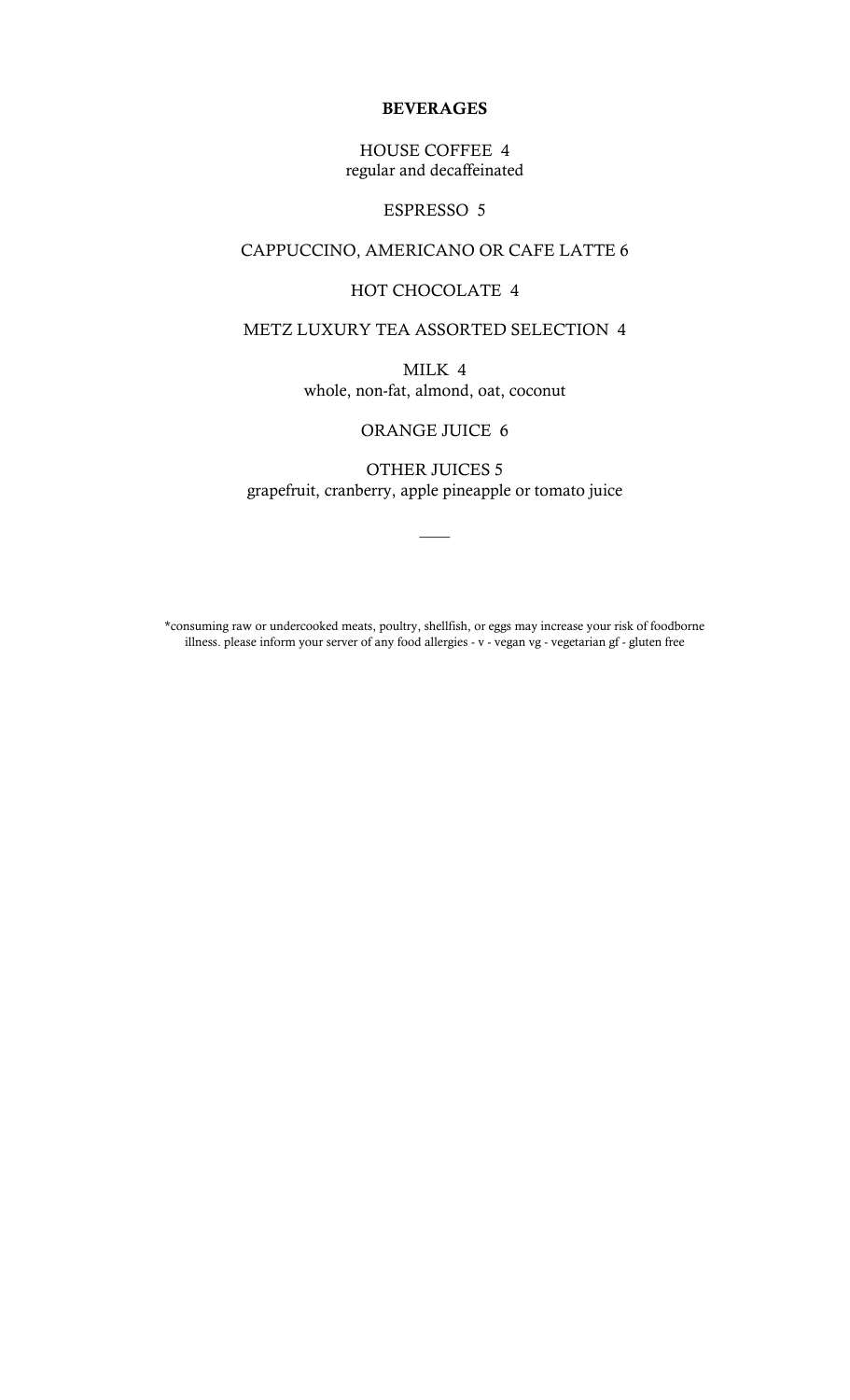## BEVERAGES

HOUSE COFFEE 4
regular and decaffeinated

ESPRESSO 5

CAPPUCCINO, AMERICANO OR CAFE LATTE 6

HOT CHOCOLATE 4

METZ LUXURY TEA ASSORTED SELECTION 4

MILK 4
whole, non-fat, almond, oat, coconut

ORANGE JUICE 6

OTHER JUICES 5
grapefruit, cranberry, apple pineapple or tomato juice

---

*consuming raw or undercooked meats, poultry, shellfish, or eggs may increase your risk of foodborne illness. please inform your server of any food allergies - v - vegan vg - vegetarian gf - gluten free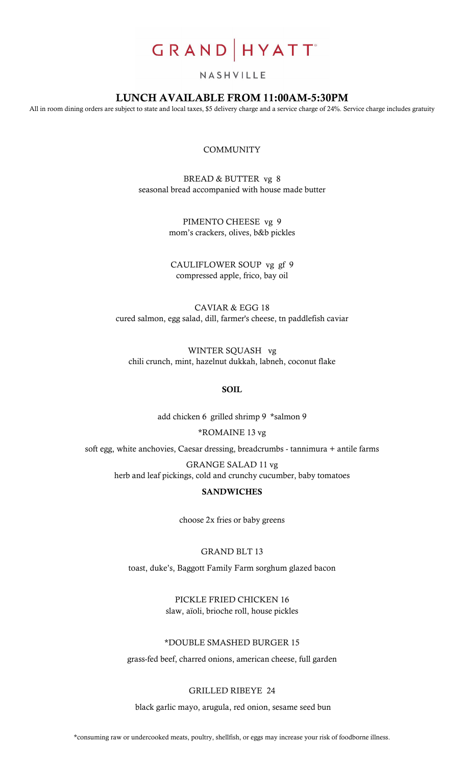# GRAND | HYATT

NASHVILLE

## LUNCH AVAILABLE FROM 11:00AM-5:30PM

All in room dining orders are subject to state and local taxes, $5 delivery charge and a service charge of 24%. Service charge includes gratuity

### COMMUNITY

BREAD & BUTTER vg 8
seasonal bread accompanied with house made butter

PIMENTO CHEESE vg 9
mom's crackers, olives, b&b pickles

CAULIFLOWER SOUP vg gf 9
compressed apple, frico, bay oil

CAVIAR & EGG 18
cured salmon, egg salad, dill, farmer's cheese, tn paddlefish caviar

WINTER SQUASH vg
chili crunch, mint, hazelnut dukkah, labneh, coconut flake

### SOIL

add chicken 6 grilled shrimp 9 *salmon 9

*ROMAINE 13 vg
soft egg, white anchovies, Caesar dressing, breadcrumbs - tannimura + antile farms

GRANGE SALAD 11 vg
herb and leaf pickings, cold and crunchy cucumber, baby tomatoes

### SANDWICHES

choose 2x fries or baby greens

GRAND BLT 13
toast, duke's, Baggott Family Farm sorghum glazed bacon

PICKLE FRIED CHICKEN 16
slaw, aïoli, brioche roll, house pickles

*DOUBLE SMASHED BURGER 15
grass-fed beef, charred onions, american cheese, full garden

GRILLED RIBEYE 24
black garlic mayo, arugula, red onion, sesame seed bun

*consuming raw or undercooked meats, poultry, shellfish, or eggs may increase your risk of foodborne illness.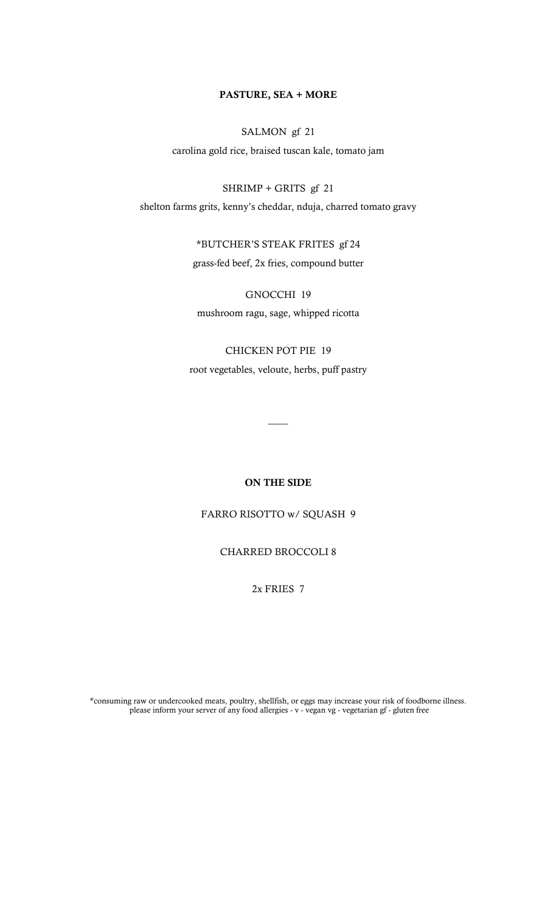## PASTURE, SEA + MORE

SALMON gf 21

carolina gold rice, braised tuscan kale, tomato jam

SHRIMP + GRITS gf 21

shelton farms grits, kenny's cheddar, nduja, charred tomato gravy

*BUTCHER'S STEAK FRITES gf 24

grass-fed beef, 2x fries, compound butter

GNOCCHI 19

mushroom ragu, sage, whipped ricotta

CHICKEN POT PIE 19

root vegetables, veloute, herbs, puff pastry

---

## ON THE SIDE

FARRO RISOTTO w/ SQUASH 9

CHARRED BROCCOLI 8

2x FRIES 7

*consuming raw or undercooked meats, poultry, shellfish, or eggs may increase your risk of foodborne illness.
please inform your server of any food allergies - v - vegan vg - vegetarian gf - gluten free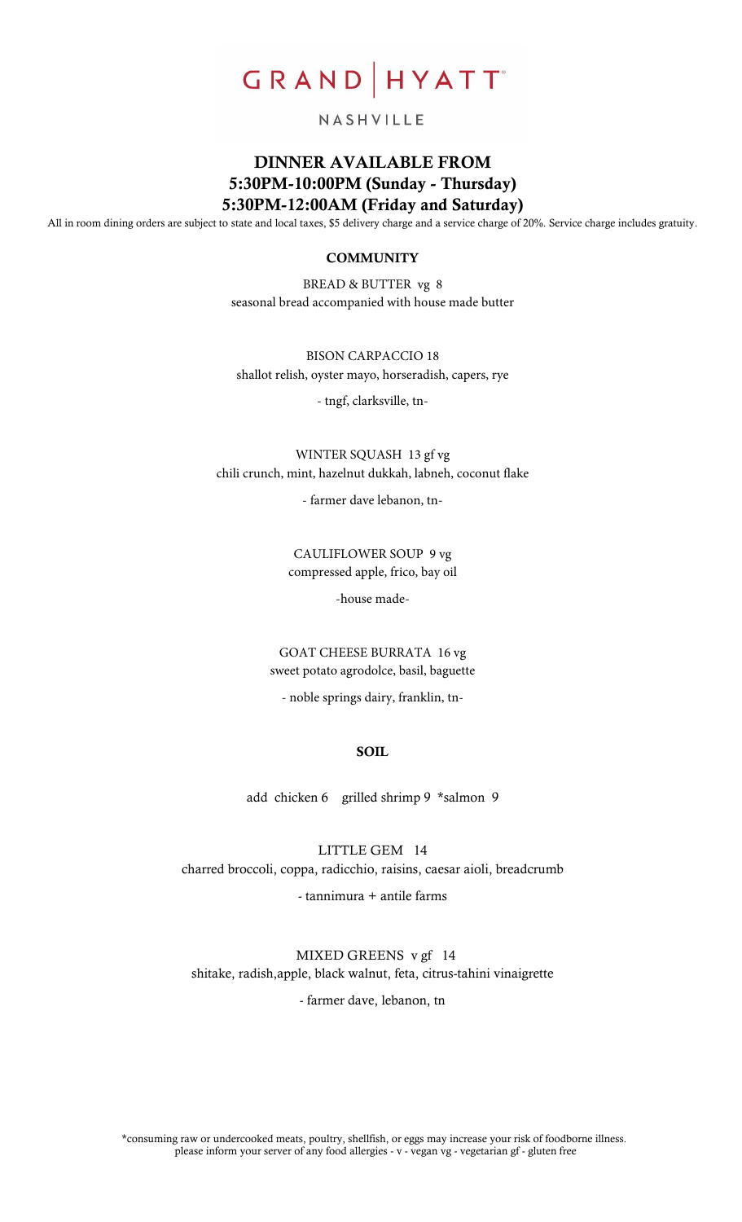# GRAND | HYATT

NASHVILLE

## DINNER AVAILABLE FROM
## 5:30PM-10:00PM (Sunday - Thursday)
## 5:30PM-12:00AM (Friday and Saturday)

All in room dining orders are subject to state and local taxes, $5 delivery charge and a service charge of 20%. Service charge includes gratuity.

### COMMUNITY

BREAD & BUTTER vg 8
seasonal bread accompanied with house made butter

BISON CARPACCIO 18
shallot relish, oyster mayo, horseradish, capers, rye

- tngf, clarksville, tn-

WINTER SQUASH 13 gf vg
chili crunch, mint, hazelnut dukkah, labneh, coconut flake

- farmer dave lebanon, tn-

CAULIFLOWER SOUP 9 vg
compressed apple, frico, bay oil

-house made-

GOAT CHEESE BURRATA 16 vg
sweet potato agrodolce, basil, baguette

- noble springs dairy, franklin, tn-

### SOIL

add chicken 6 grilled shrimp 9 *salmon 9

LITTLE GEM 14
charred broccoli, coppa, radicchio, raisins, caesar aioli, breadcrumb

- tannimura + antile farms

MIXED GREENS v gf 14
shitake, radish,apple, black walnut, feta, citrus-tahini vinaigrette

- farmer dave, lebanon, tn

*consuming raw or undercooked meats, poultry, shellfish, or eggs may increase your risk of foodborne illness.
please inform your server of any food allergies - v - vegan vg - vegetarian gf - gluten free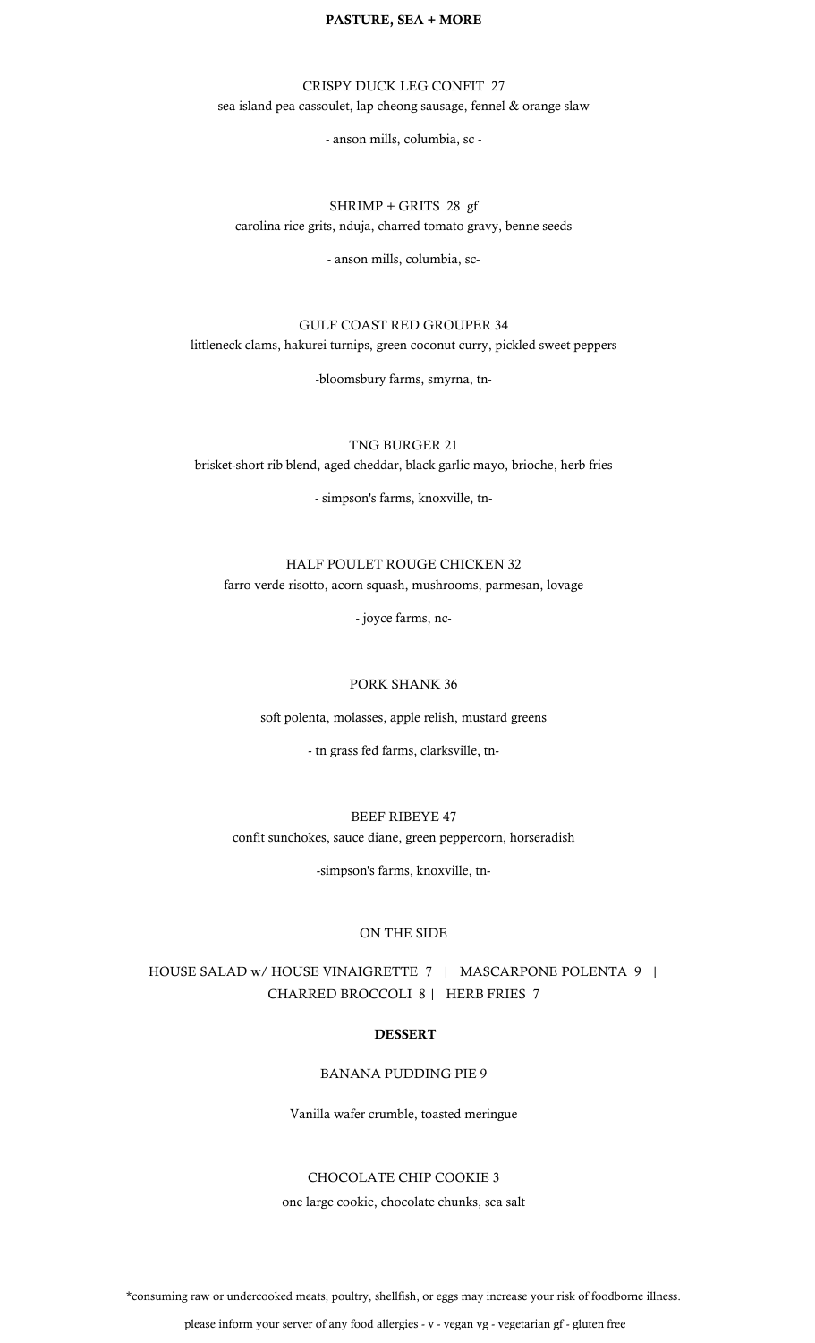## PASTURE, SEA + MORE

CRISPY DUCK LEG CONFIT 27
sea island pea cassoulet, lap cheong sausage, fennel & orange slaw

- anson mills, columbia, sc -

SHRIMP + GRITS 28 gf
carolina rice grits, nduja, charred tomato gravy, benne seeds

- anson mills, columbia, sc-

GULF COAST RED GROUPER 34
littleneck clams, hakurei turnips, green coconut curry, pickled sweet peppers

-bloomsbury farms, smyrna, tn-

TNG BURGER 21
brisket-short rib blend, aged cheddar, black garlic mayo, brioche, herb fries

- simpson's farms, knoxville, tn-

HALF POULET ROUGE CHICKEN 32
farro verde risotto, acorn squash, mushrooms, parmesan, lovage

- joyce farms, nc-

PORK SHANK 36

soft polenta, molasses, apple relish, mustard greens

- tn grass fed farms, clarksville, tn-

BEEF RIBEYE 47
confit sunchokes, sauce diane, green peppercorn, horseradish

-simpson's farms, knoxville, tn-

ON THE SIDE

HOUSE SALAD w/ HOUSE VINAIGRETTE 7 | MASCARPONE POLENTA 9 | CHARRED BROCCOLI 8 | HERB FRIES 7

## DESSERT

BANANA PUDDING PIE 9

Vanilla wafer crumble, toasted meringue

CHOCOLATE CHIP COOKIE 3
one large cookie, chocolate chunks, sea salt

*consuming raw or undercooked meats, poultry, shellfish, or eggs may increase your risk of foodborne illness.

please inform your server of any food allergies - v - vegan vg - vegetarian gf - gluten free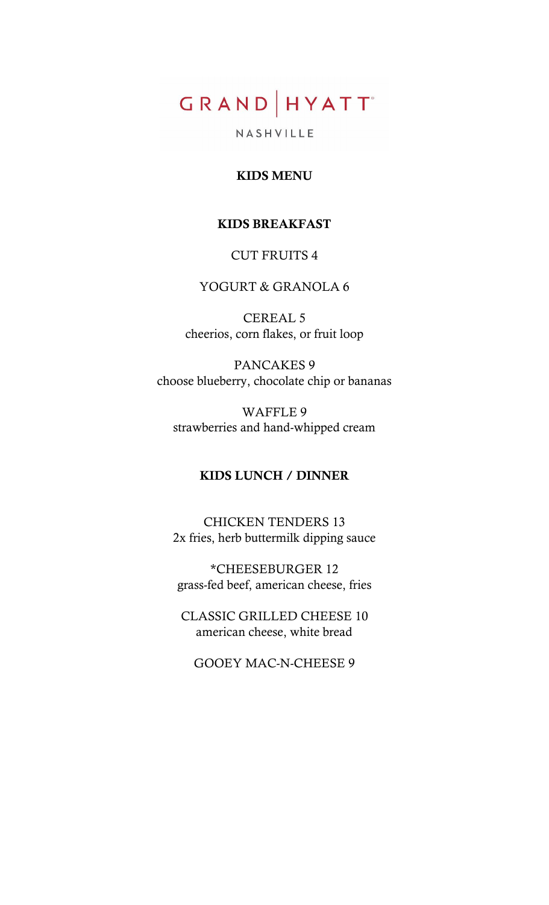GRAND | HYATT

NASHVILLE

# KIDS MENU

## KIDS BREAKFAST

CUT FRUITS 4

YOGURT & GRANOLA 6

CEREAL 5
cheerios, corn flakes, or fruit loop

PANCAKES 9
choose blueberry, chocolate chip or bananas

WAFFLE 9
strawberries and hand-whipped cream

## KIDS LUNCH / DINNER

CHICKEN TENDERS 13
2x fries, herb buttermilk dipping sauce

*CHEESEBURGER 12
grass-fed beef, american cheese, fries

CLASSIC GRILLED CHEESE 10
american cheese, white bread

GOOEY MAC-N-CHEESE 9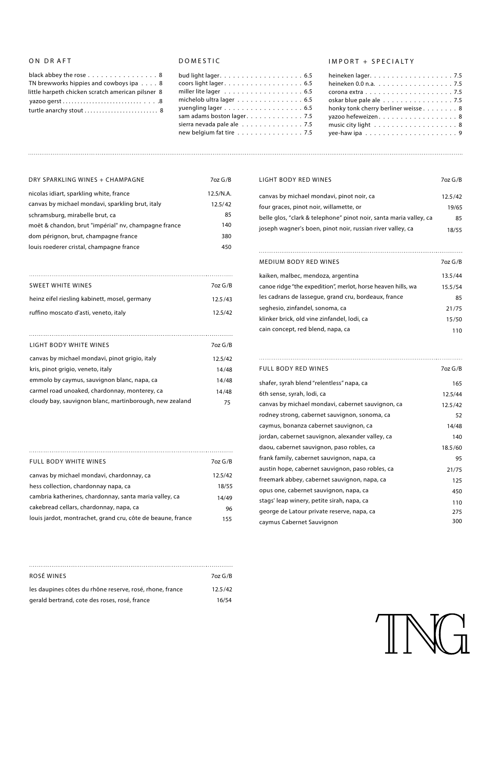## ON DRAFT

| | |
|---|---|
| black abbey the rose | 8 |
| TN brewworks hippies and cowboys ipa | 8 |
| little harpeth chicken scratch american pilsner | 8 |
| yazoo gerst | 8 |
| turtle anarchy stout | 8 |

## DOMESTIC

| | |
|---|---|
| bud light lager | 6.5 |
| coors light lager | 6.5 |
| miller lite lager | 6.5 |
| michelob ultra lager | 6.5 |
| yuengling lager | 6.5 |
| sam adams boston lager | 7.5 |
| sierra nevada pale ale | 7.5 |
| new belgium fat tire | 7.5 |

## IMPORT + SPECIALTY

| | |
|---|---|
| heineken lager | 7.5 |
| heineken 0.0 n.a. | 7.5 |
| corona extra | 7.5 |
| oskar blue pale ale | 7.5 |
| honky tonk cherry berliner weisse | 8 |
| yazoo hefeweizen | 8 |
| music city light | 8 |
| yee-haw ipa | 9 |

| DRY SPARKLING WINES + CHAMPAGNE | 7oz G/B |
|---|---|
| nicolas idiart, sparkling white, france | 12.5/N.A. |
| canvas by michael mondavi, sparkling brut, italy | 12.5/42 |
| schramsburg, mirabelle brut, ca | 85 |
| moët & chandon, brut "impérial" nv, champagne france | 140 |
| dom pérignon, brut, champagne france | 380 |
| louis roederer cristal, champagne france | 450 |

| SWEET WHITE WINES | 7oz G/B |
|---|---|
| heinz eifel riesling kabinett, mosel, germany | 12.5/43 |
| ruffino moscato d'asti, veneto, italy | 12.5/42 |

| LIGHT BODY WHITE WINES | 7oz G/B |
|---|---|
| canvas by michael mondavi, pinot grigio, italy | 12.5/42 |
| kris, pinot grigio, veneto, italy | 14/48 |
| emmolo by caymus, sauvignon blanc, napa, ca | 14/48 |
| carmel road unoaked, chardonnay, monterey, ca | 14/48 |
| cloudy bay, sauvignon blanc, martinborough, new zealand | 75 |

| FULL BODY WHITE WINES | 7oz G/B |
|---|---|
| canvas by michael mondavi, chardonnay, ca | 12.5/42 |
| hess collection, chardonnay napa, ca | 18/55 |
| cambria katherines, chardonnay, santa maria valley, ca | 14/49 |
| cakebread cellars, chardonnay, napa, ca | 96 |
| louis jardot, montrachet, grand cru, côte de beaune, france | 155 |

| ROSÉ WINES | 7oz G/B |
|---|---|
| les daupines côtes du rhône reserve, rosé, rhone, france | 12.5/42 |
| gerald bertrand, cote des roses, rosé, france | 16/54 |

| LIGHT BODY RED WINES | 7oz G/B |
|---|---|
| canvas by michael mondavi, pinot noir, ca | 12.5/42 |
| four graces, pinot noir, willamette, or | 19/65 |
| belle glos, "clark & telephone" pinot noir, santa maria valley, ca | 85 |
| joseph wagner's boen, pinot noir, russian river valley, ca | 18/55 |

| MEDIUM BODY RED WINES | 7oz G/B |
|---|---|
| kaiken, malbec, mendoza, argentina | 13.5/44 |
| canoe ridge "the expedition", merlot, horse heaven hills, wa | 15.5/54 |
| les cadrans de lassegue, grand cru, bordeaux, france | 85 |
| seghesio, zinfandel, sonoma, ca | 21/75 |
| klinker brick, old vine zinfandel, lodi, ca | 15/50 |
| cain concept, red blend, napa, ca | 110 |

| FULL BODY RED WINES | 7oz G/B |
|---|---|
| shafer, syrah blend "relentless" napa, ca | 165 |
| 6th sense, syrah, lodi, ca | 12.5/44 |
| canvas by michael mondavi, cabernet sauvignon, ca | 12.5/42 |
| rodney strong, cabernet sauvignon, sonoma, ca | 52 |
| caymus, bonanza cabernet sauvignon, ca | 14/48 |
| jordan, cabernet sauvignon, alexander valley, ca | 140 |
| daou, cabernet sauvignon, paso robles, ca | 18.5/60 |
| frank family, cabernet sauvignon, napa, ca | 95 |
| austin hope, cabernet sauvignon, paso robles, ca | 21/75 |
| freemark abbey, cabernet sauvignon, napa, ca | 125 |
| opus one, cabernet sauvignon, napa, ca | 450 |
| stags' leap winery, petite sirah, napa, ca | 110 |
| george de Latour private reserve, napa, ca | 275 |
| caymus Cabernet Sauvignon | 300 |

TNG